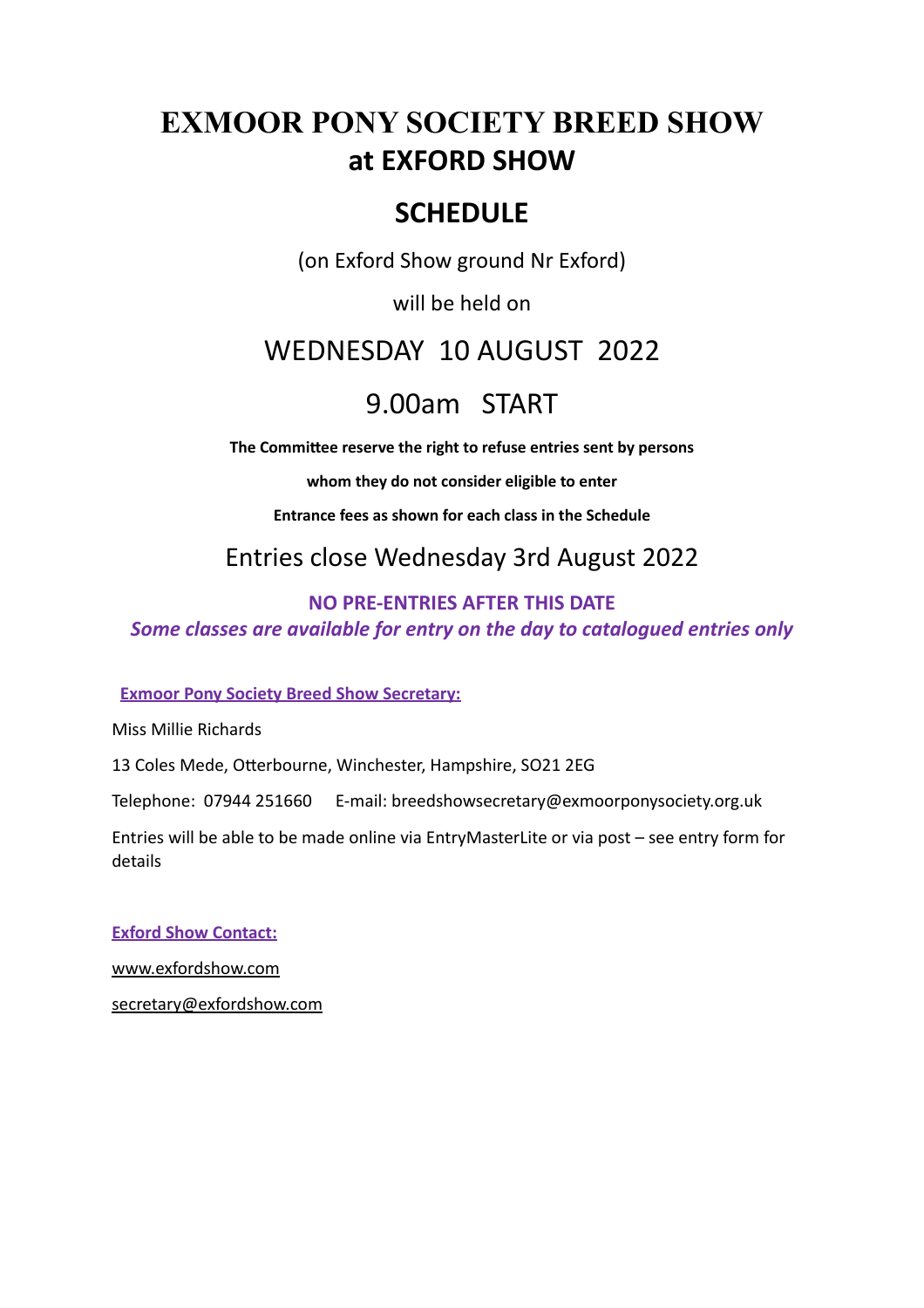# EXMOOR PONY SOCIETY BREED SHOW at EXFORD SHOW

## SCHEDULE

(on Exford Show ground Nr Exford)

will be held on

## WEDNESDAY 10 AUGUST 2022

## 9.00am START

**The Committee reserve the right to refuse entries sent by persons**

**whom they do not consider eligible to enter**

**Entrance fees as shown for each class in the Schedule**

## Entries close Wednesday 3rd August 2022

**NO PRE-ENTRIES AFTER THIS DATE**

***Some classes are available for entry on the day to catalogued entries only***

**Exmoor Pony Society Breed Show Secretary:**

Miss Millie Richards

13 Coles Mede, Otterbourne, Winchester, Hampshire, SO21 2EG

Telephone: 07944 251660 E-mail: breedshowsecretary@exmoorponysociety.org.uk

Entries will be able to be made online via EntryMasterLite or via post – see entry form for details

**Exford Show Contact:**

www.exfordshow.com

secretary@exfordshow.com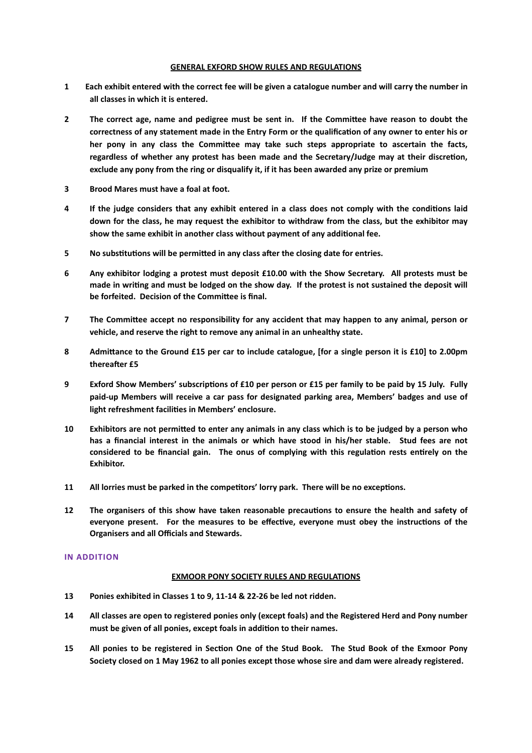## GENERAL EXFORD SHOW RULES AND REGULATIONS

**1** **Each exhibit entered with the correct fee will be given a catalogue number and will carry the number in all classes in which it is entered.**

**2** **The correct age, name and pedigree must be sent in. If the Committee have reason to doubt the correctness of any statement made in the Entry Form or the qualification of any owner to enter his or her pony in any class the Committee may take such steps appropriate to ascertain the facts, regardless of whether any protest has been made and the Secretary/Judge may at their discretion, exclude any pony from the ring or disqualify it, if it has been awarded any prize or premium**

**3** **Brood Mares must have a foal at foot.**

**4** **If the judge considers that any exhibit entered in a class does not comply with the conditions laid down for the class, he may request the exhibitor to withdraw from the class, but the exhibitor may show the same exhibit in another class without payment of any additional fee.**

**5** **No substitutions will be permitted in any class after the closing date for entries.**

**6** **Any exhibitor lodging a protest must deposit £10.00 with the Show Secretary. All protests must be made in writing and must be lodged on the show day. If the protest is not sustained the deposit will be forfeited. Decision of the Committee is final.**

**7** **The Committee accept no responsibility for any accident that may happen to any animal, person or vehicle, and reserve the right to remove any animal in an unhealthy state.**

**8** **Admittance to the Ground £15 per car to include catalogue, [for a single person it is £10] to 2.00pm thereafter £5**

**9** **Exford Show Members' subscriptions of £10 per person or £15 per family to be paid by 15 July. Fully paid-up Members will receive a car pass for designated parking area, Members' badges and use of light refreshment facilities in Members' enclosure.**

**10** **Exhibitors are not permitted to enter any animals in any class which is to be judged by a person who has a financial interest in the animals or which have stood in his/her stable. Stud fees are not considered to be financial gain. The onus of complying with this regulation rests entirely on the Exhibitor.**

**11** **All lorries must be parked in the competitors' lorry park. There will be no exceptions.**

**12** **The organisers of this show have taken reasonable precautions to ensure the health and safety of everyone present. For the measures to be effective, everyone must obey the instructions of the Organisers and all Officials and Stewards.**

**IN ADDITION**

## EXMOOR PONY SOCIETY RULES AND REGULATIONS

**13** **Ponies exhibited in Classes 1 to 9, 11-14 & 22-26 be led not ridden.**

**14** **All classes are open to registered ponies only (except foals) and the Registered Herd and Pony number must be given of all ponies, except foals in addition to their names.**

**15** **All ponies to be registered in Section One of the Stud Book. The Stud Book of the Exmoor Pony Society closed on 1 May 1962 to all ponies except those whose sire and dam were already registered.**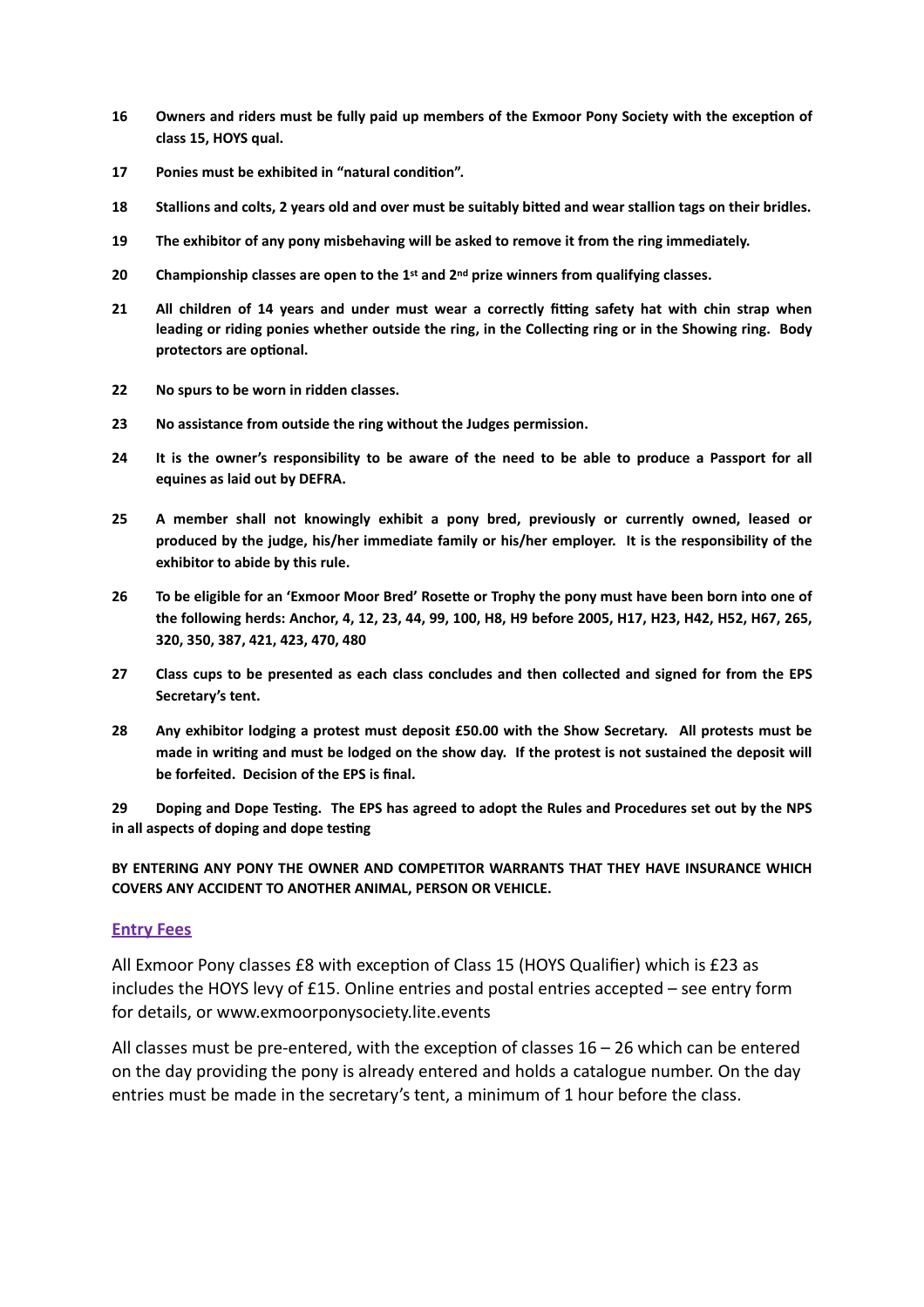**16 Owners and riders must be fully paid up members of the Exmoor Pony Society with the exception of class 15, HOYS qual.**

**17 Ponies must be exhibited in "natural condition".**

**18 Stallions and colts, 2 years old and over must be suitably bitted and wear stallion tags on their bridles.**

**19 The exhibitor of any pony misbehaving will be asked to remove it from the ring immediately.**

**20 Championship classes are open to the 1st and 2nd prize winners from qualifying classes.**

**21 All children of 14 years and under must wear a correctly fitting safety hat with chin strap when leading or riding ponies whether outside the ring, in the Collecting ring or in the Showing ring. Body protectors are optional.**

**22 No spurs to be worn in ridden classes.**

**23 No assistance from outside the ring without the Judges permission.**

**24 It is the owner's responsibility to be aware of the need to be able to produce a Passport for all equines as laid out by DEFRA.**

**25 A member shall not knowingly exhibit a pony bred, previously or currently owned, leased or produced by the judge, his/her immediate family or his/her employer. It is the responsibility of the exhibitor to abide by this rule.**

**26 To be eligible for an 'Exmoor Moor Bred' Rosette or Trophy the pony must have been born into one of the following herds: Anchor, 4, 12, 23, 44, 99, 100, H8, H9 before 2005, H17, H23, H42, H52, H67, 265, 320, 350, 387, 421, 423, 470, 480**

**27 Class cups to be presented as each class concludes and then collected and signed for from the EPS Secretary's tent.**

**28 Any exhibitor lodging a protest must deposit £50.00 with the Show Secretary. All protests must be made in writing and must be lodged on the show day. If the protest is not sustained the deposit will be forfeited. Decision of the EPS is final.**

**29 Doping and Dope Testing. The EPS has agreed to adopt the Rules and Procedures set out by the NPS in all aspects of doping and dope testing**

**BY ENTERING ANY PONY THE OWNER AND COMPETITOR WARRANTS THAT THEY HAVE INSURANCE WHICH COVERS ANY ACCIDENT TO ANOTHER ANIMAL, PERSON OR VEHICLE.**

## Entry Fees

All Exmoor Pony classes £8 with exception of Class 15 (HOYS Qualifier) which is £23 as includes the HOYS levy of £15. Online entries and postal entries accepted – see entry form for details, or www.exmoorponysociety.lite.events

All classes must be pre-entered, with the exception of classes 16 – 26 which can be entered on the day providing the pony is already entered and holds a catalogue number. On the day entries must be made in the secretary's tent, a minimum of 1 hour before the class.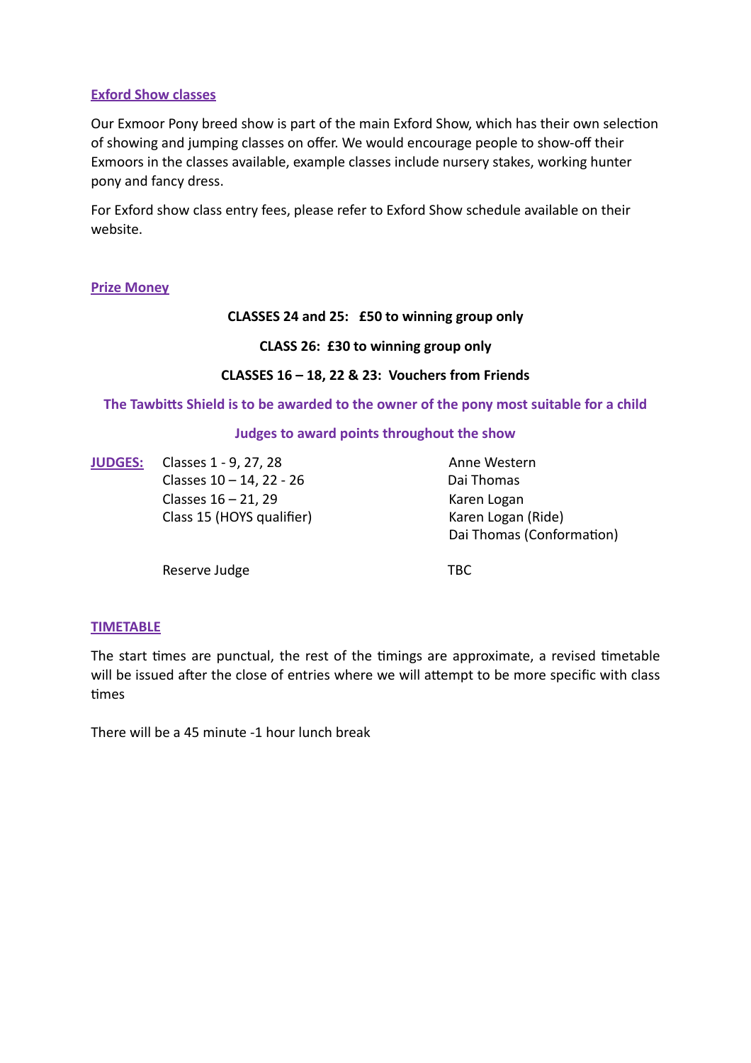## Exford Show classes

Our Exmoor Pony breed show is part of the main Exford Show, which has their own selection of showing and jumping classes on offer. We would encourage people to show-off their Exmoors in the classes available, example classes include nursery stakes, working hunter pony and fancy dress.

For Exford show class entry fees, please refer to Exford Show schedule available on their website.

## Prize Money

**CLASSES 24 and 25: £50 to winning group only**

**CLASS 26: £30 to winning group only**

**CLASSES 16 – 18, 22 & 23: Vouchers from Friends**

**The Tawbitts Shield is to be awarded to the owner of the pony most suitable for a child**

**Judges to award points throughout the show**

## JUDGES:

| Classes | Judge |
| --- | --- |
| Classes 1 - 9, 27, 28 | Anne Western |
| Classes 10 – 14, 22 - 26 | Dai Thomas |
| Classes 16 – 21, 29 | Karen Logan |
| Class 15 (HOYS qualifier) | Karen Logan (Ride)<br>Dai Thomas (Conformation) |
| Reserve Judge | TBC |

## TIMETABLE

The start times are punctual, the rest of the timings are approximate, a revised timetable will be issued after the close of entries where we will attempt to be more specific with class times

There will be a 45 minute -1 hour lunch break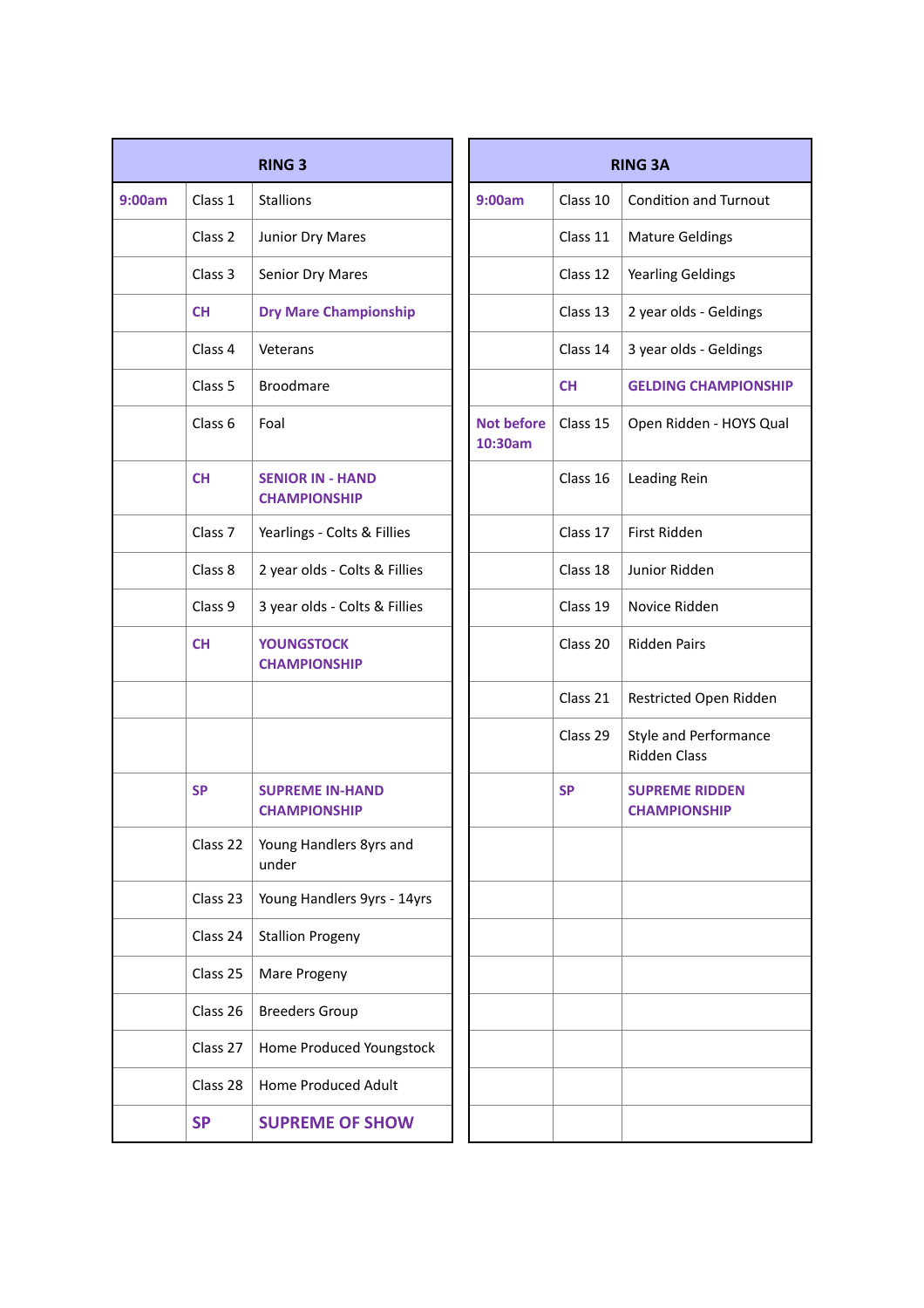| RING 3 | | |
|---|---|---|
| 9:00am | Class 1 | Stallions |
| | Class 2 | Junior Dry Mares |
| | Class 3 | Senior Dry Mares |
| | **CH** | **Dry Mare Championship** |
| | Class 4 | Veterans |
| | Class 5 | Broodmare |
| | Class 6 | Foal |
| | **CH** | **SENIOR IN - HAND CHAMPIONSHIP** |
| | Class 7 | Yearlings - Colts & Fillies |
| | Class 8 | 2 year olds - Colts & Fillies |
| | Class 9 | 3 year olds - Colts & Fillies |
| | **CH** | **YOUNGSTOCK CHAMPIONSHIP** |
| | | |
| | | |
| | **SP** | **SUPREME IN-HAND CHAMPIONSHIP** |
| | Class 22 | Young Handlers 8yrs and under |
| | Class 23 | Young Handlers 9yrs - 14yrs |
| | Class 24 | Stallion Progeny |
| | Class 25 | Mare Progeny |
| | Class 26 | Breeders Group |
| | Class 27 | Home Produced Youngstock |
| | Class 28 | Home Produced Adult |
| | **SP** | **SUPREME OF SHOW** |

| RING 3A | | |
|---|---|---|
| 9:00am | Class 10 | Condition and Turnout |
| | Class 11 | Mature Geldings |
| | Class 12 | Yearling Geldings |
| | Class 13 | 2 year olds - Geldings |
| | Class 14 | 3 year olds - Geldings |
| | **CH** | **GELDING CHAMPIONSHIP** |
| Not before 10:30am | Class 15 | Open Ridden - HOYS Qual |
| | Class 16 | Leading Rein |
| | Class 17 | First Ridden |
| | Class 18 | Junior Ridden |
| | Class 19 | Novice Ridden |
| | Class 20 | Ridden Pairs |
| | Class 21 | Restricted Open Ridden |
| | Class 29 | Style and Performance Ridden Class |
| | **SP** | **SUPREME RIDDEN CHAMPIONSHIP** |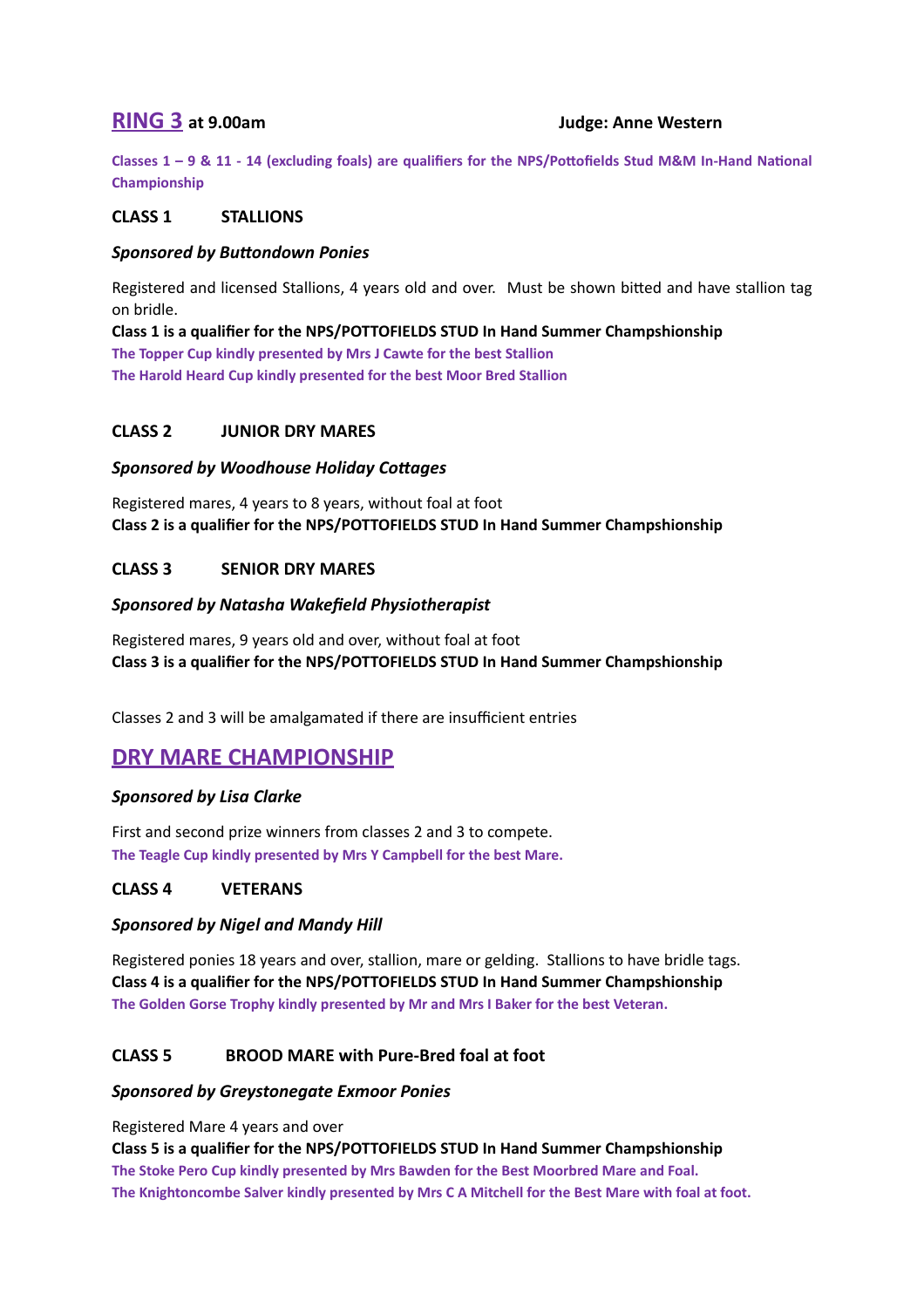## RING 3 at 9.00am  Judge: Anne Western

**Classes 1 – 9 & 11 - 14 (excluding foals) are qualifiers for the NPS/Pottofields Stud M&M In-Hand National Championship**

### CLASS 1 STALLIONS

***Sponsored by Buttondown Ponies***

Registered and licensed Stallions, 4 years old and over. Must be shown bitted and have stallion tag on bridle.

**Class 1 is a qualifier for the NPS/POTTOFIELDS STUD In Hand Summer Champshionship**

**The Topper Cup kindly presented by Mrs J Cawte for the best Stallion**

**The Harold Heard Cup kindly presented for the best Moor Bred Stallion**

### CLASS 2 JUNIOR DRY MARES

***Sponsored by Woodhouse Holiday Cottages***

Registered mares, 4 years to 8 years, without foal at foot

**Class 2 is a qualifier for the NPS/POTTOFIELDS STUD In Hand Summer Champshionship**

### CLASS 3 SENIOR DRY MARES

***Sponsored by Natasha Wakefield Physiotherapist***

Registered mares, 9 years old and over, without foal at foot

**Class 3 is a qualifier for the NPS/POTTOFIELDS STUD In Hand Summer Champshionship**

Classes 2 and 3 will be amalgamated if there are insufficient entries

## DRY MARE CHAMPIONSHIP

***Sponsored by Lisa Clarke***

First and second prize winners from classes 2 and 3 to compete.

**The Teagle Cup kindly presented by Mrs Y Campbell for the best Mare.**

### CLASS 4 VETERANS

***Sponsored by Nigel and Mandy Hill***

Registered ponies 18 years and over, stallion, mare or gelding. Stallions to have bridle tags.

**Class 4 is a qualifier for the NPS/POTTOFIELDS STUD In Hand Summer Champshionship**

**The Golden Gorse Trophy kindly presented by Mr and Mrs I Baker for the best Veteran.**

### CLASS 5 BROOD MARE with Pure-Bred foal at foot

***Sponsored by Greystonegate Exmoor Ponies***

Registered Mare 4 years and over

**Class 5 is a qualifier for the NPS/POTTOFIELDS STUD In Hand Summer Champshionship**

**The Stoke Pero Cup kindly presented by Mrs Bawden for the Best Moorbred Mare and Foal.**

**The Knightoncombe Salver kindly presented by Mrs C A Mitchell for the Best Mare with foal at foot.**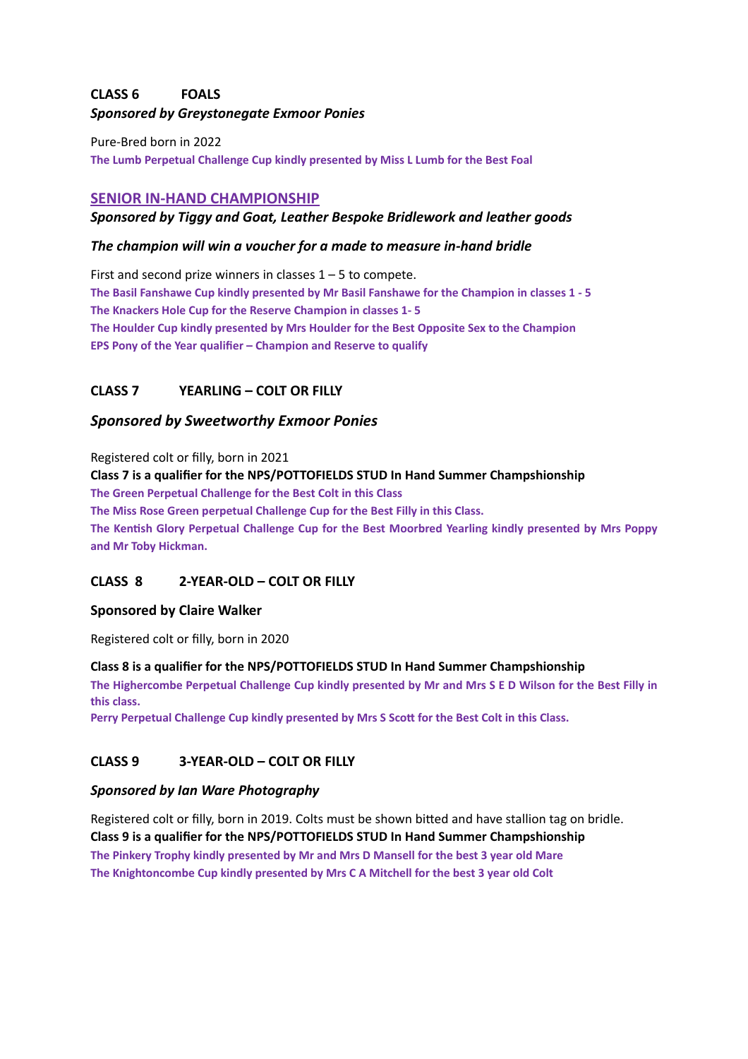## CLASS 6 FOALS

***Sponsored by Greystonegate Exmoor Ponies***

Pure-Bred born in 2022

**The Lumb Perpetual Challenge Cup kindly presented by Miss L Lumb for the Best Foal**

## SENIOR IN-HAND CHAMPIONSHIP

***Sponsored by Tiggy and Goat, Leather Bespoke Bridlework and leather goods***

***The champion will win a voucher for a made to measure in-hand bridle***

First and second prize winners in classes 1 – 5 to compete.

**The Basil Fanshawe Cup kindly presented by Mr Basil Fanshawe for the Champion in classes 1 - 5**

**The Knackers Hole Cup for the Reserve Champion in classes 1- 5**

**The Houlder Cup kindly presented by Mrs Houlder for the Best Opposite Sex to the Champion**

**EPS Pony of the Year qualifier – Champion and Reserve to qualify**

## CLASS 7 YEARLING – COLT OR FILLY

***Sponsored by Sweetworthy Exmoor Ponies***

Registered colt or filly, born in 2021

**Class 7 is a qualifier for the NPS/POTTOFIELDS STUD In Hand Summer Champshionship**

**The Green Perpetual Challenge for the Best Colt in this Class**

**The Miss Rose Green perpetual Challenge Cup for the Best Filly in this Class.**

**The Kentish Glory Perpetual Challenge Cup for the Best Moorbred Yearling kindly presented by Mrs Poppy and Mr Toby Hickman.**

## CLASS 8 2-YEAR-OLD – COLT OR FILLY

**Sponsored by Claire Walker**

Registered colt or filly, born in 2020

**Class 8 is a qualifier for the NPS/POTTOFIELDS STUD In Hand Summer Champshionship**

**The Highercombe Perpetual Challenge Cup kindly presented by Mr and Mrs S E D Wilson for the Best Filly in this class.**

**Perry Perpetual Challenge Cup kindly presented by Mrs S Scott for the Best Colt in this Class.**

## CLASS 9 3-YEAR-OLD – COLT OR FILLY

***Sponsored by Ian Ware Photography***

Registered colt or filly, born in 2019. Colts must be shown bitted and have stallion tag on bridle.

**Class 9 is a qualifier for the NPS/POTTOFIELDS STUD In Hand Summer Champshionship**

**The Pinkery Trophy kindly presented by Mr and Mrs D Mansell for the best 3 year old Mare**

**The Knightoncombe Cup kindly presented by Mrs C A Mitchell for the best 3 year old Colt**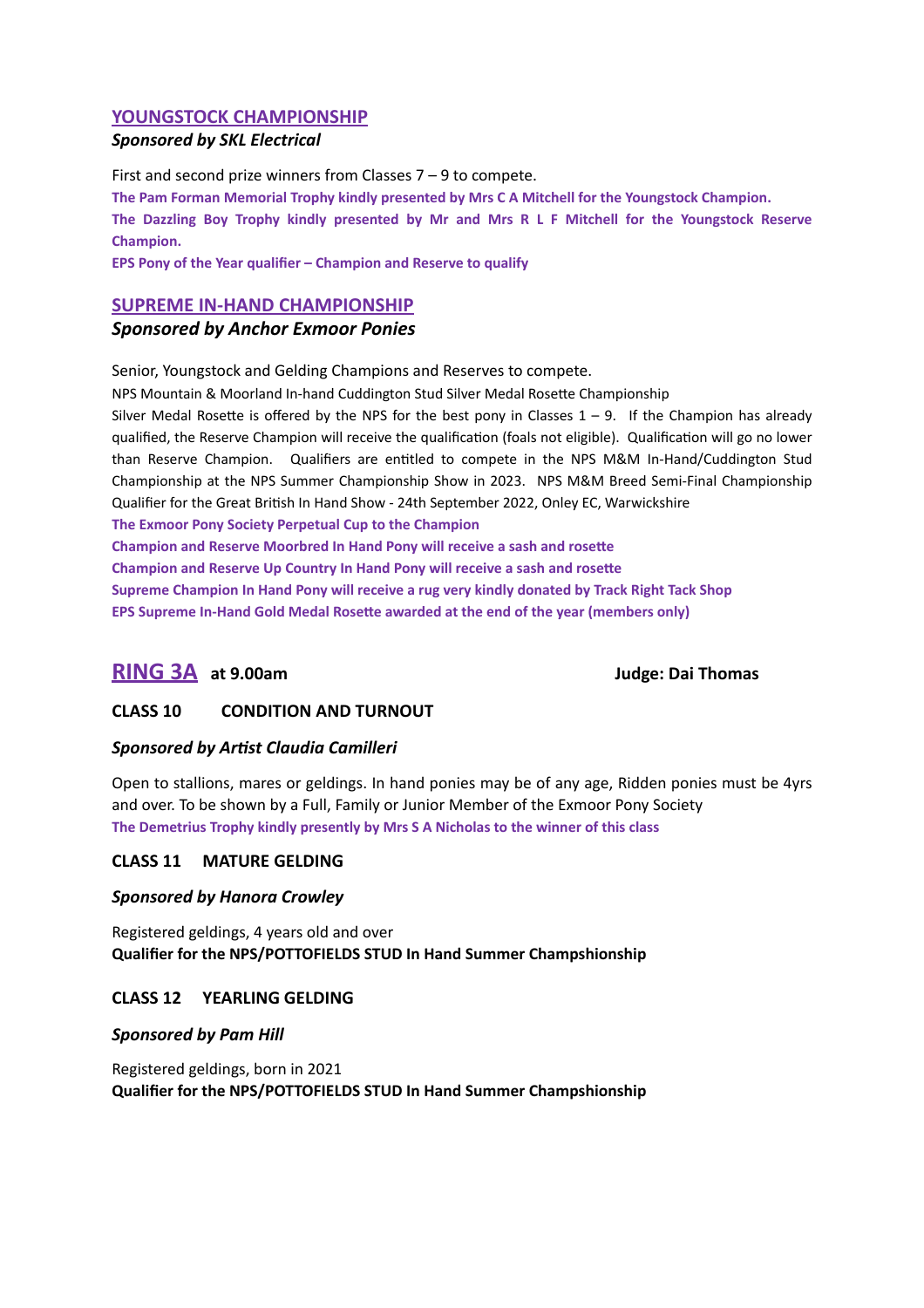## YOUNGSTOCK CHAMPIONSHIP

***Sponsored by SKL Electrical***

First and second prize winners from Classes 7 – 9 to compete.

**The Pam Forman Memorial Trophy kindly presented by Mrs C A Mitchell for the Youngstock Champion.**

**The Dazzling Boy Trophy kindly presented by Mr and Mrs R L F Mitchell for the Youngstock Reserve Champion.**

**EPS Pony of the Year qualifier – Champion and Reserve to qualify**

## SUPREME IN-HAND CHAMPIONSHIP

***Sponsored by Anchor Exmoor Ponies***

Senior, Youngstock and Gelding Champions and Reserves to compete.

NPS Mountain & Moorland In-hand Cuddington Stud Silver Medal Rosette Championship

Silver Medal Rosette is offered by the NPS for the best pony in Classes 1 – 9. If the Champion has already qualified, the Reserve Champion will receive the qualification (foals not eligible). Qualification will go no lower than Reserve Champion. Qualifiers are entitled to compete in the NPS M&M In-Hand/Cuddington Stud Championship at the NPS Summer Championship Show in 2023. NPS M&M Breed Semi-Final Championship Qualifier for the Great British In Hand Show - 24th September 2022, Onley EC, Warwickshire

**The Exmoor Pony Society Perpetual Cup to the Champion**

**Champion and Reserve Moorbred In Hand Pony will receive a sash and rosette**

**Champion and Reserve Up Country In Hand Pony will receive a sash and rosette**

**Supreme Champion In Hand Pony will receive a rug very kindly donated by Track Right Tack Shop**

**EPS Supreme In-Hand Gold Medal Rosette awarded at the end of the year (members only)**

## RING 3A at 9.00am — Judge: Dai Thomas

### CLASS 10 CONDITION AND TURNOUT

***Sponsored by Artist Claudia Camilleri***

Open to stallions, mares or geldings. In hand ponies may be of any age, Ridden ponies must be 4yrs and over. To be shown by a Full, Family or Junior Member of the Exmoor Pony Society

**The Demetrius Trophy kindly presently by Mrs S A Nicholas to the winner of this class**

### CLASS 11 MATURE GELDING

***Sponsored by Hanora Crowley***

Registered geldings, 4 years old and over

**Qualifier for the NPS/POTTOFIELDS STUD In Hand Summer Champshionship**

### CLASS 12 YEARLING GELDING

***Sponsored by Pam Hill***

Registered geldings, born in 2021

**Qualifier for the NPS/POTTOFIELDS STUD In Hand Summer Champshionship**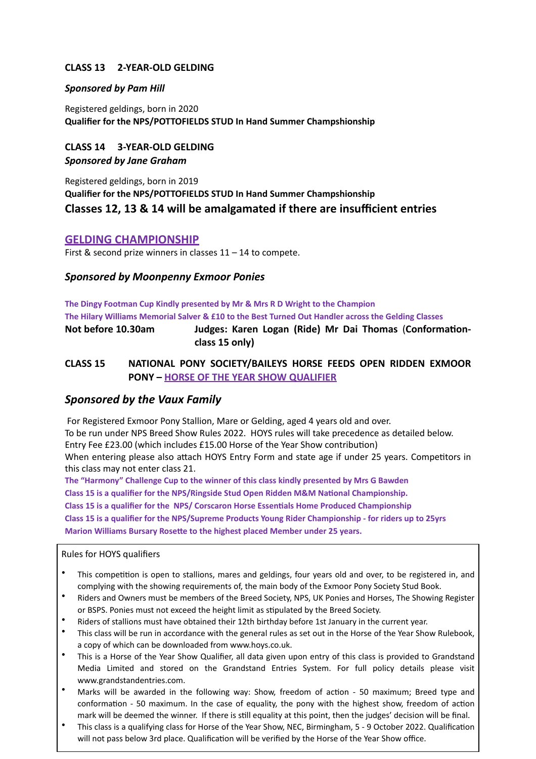**CLASS 13 2-YEAR-OLD GELDING**

***Sponsored by Pam Hill***

Registered geldings, born in 2020
**Qualifier for the NPS/POTTOFIELDS STUD In Hand Summer Champshionship**

**CLASS 14 3-YEAR-OLD GELDING**
***Sponsored by Jane Graham***

Registered geldings, born in 2019
**Qualifier for the NPS/POTTOFIELDS STUD In Hand Summer Champshionship**
**Classes 12, 13 & 14 will be amalgamated if there are insufficient entries**

## GELDING CHAMPIONSHIP

First & second prize winners in classes 11 – 14 to compete.

***Sponsored by Moonpenny Exmoor Ponies***

**The Dingy Footman Cup Kindly presented by Mr & Mrs R D Wright to the Champion**
**The Hilary Williams Memorial Salver & £10 to the Best Turned Out Handler across the Gelding Classes**

**Not before 10.30am** **Judges: Karen Logan (Ride) Mr Dai Thomas (Conformation- class 15 only)**

**CLASS 15 NATIONAL PONY SOCIETY/BAILEYS HORSE FEEDS OPEN RIDDEN EXMOOR PONY – HORSE OF THE YEAR SHOW QUALIFIER**

***Sponsored by the Vaux Family***

For Registered Exmoor Pony Stallion, Mare or Gelding, aged 4 years old and over.
To be run under NPS Breed Show Rules 2022. HOYS rules will take precedence as detailed below.
Entry Fee £23.00 (which includes £15.00 Horse of the Year Show contribution)
When entering please also attach HOYS Entry Form and state age if under 25 years. Competitors in this class may not enter class 21.

**The "Harmony" Challenge Cup to the winner of this class kindly presented by Mrs G Bawden**
**Class 15 is a qualifier for the NPS/Ringside Stud Open Ridden M&M National Championship.**
**Class 15 is a qualifier for the NPS/ Corscaron Horse Essentials Home Produced Championship**
**Class 15 is a qualifier for the NPS/Supreme Products Young Rider Championship - for riders up to 25yrs**
**Marion Williams Bursary Rosette to the highest placed Member under 25 years.**

Rules for HOYS qualifiers

- This competition is open to stallions, mares and geldings, four years old and over, to be registered in, and complying with the showing requirements of, the main body of the Exmoor Pony Society Stud Book.
- Riders and Owners must be members of the Breed Society, NPS, UK Ponies and Horses, The Showing Register or BSPS. Ponies must not exceed the height limit as stipulated by the Breed Society.
- Riders of stallions must have obtained their 12th birthday before 1st January in the current year.
- This class will be run in accordance with the general rules as set out in the Horse of the Year Show Rulebook, a copy of which can be downloaded from www.hoys.co.uk.
- This is a Horse of the Year Show Qualifier, all data given upon entry of this class is provided to Grandstand Media Limited and stored on the Grandstand Entries System. For full policy details please visit www.grandstandentries.com.
- Marks will be awarded in the following way: Show, freedom of action - 50 maximum; Breed type and conformation - 50 maximum. In the case of equality, the pony with the highest show, freedom of action mark will be deemed the winner. If there is still equality at this point, then the judges' decision will be final.
- This class is a qualifying class for Horse of the Year Show, NEC, Birmingham, 5 - 9 October 2022. Qualification will not pass below 3rd place. Qualification will be verified by the Horse of the Year Show office.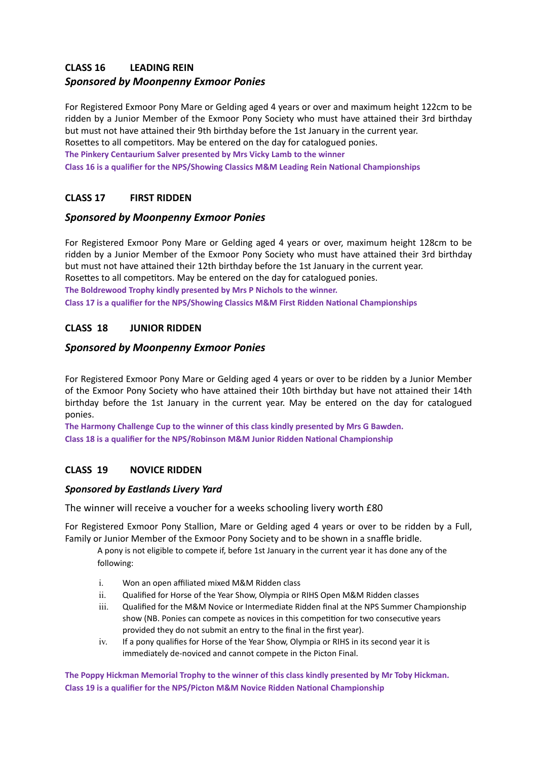## CLASS 16 LEADING REIN

### *Sponsored by Moonpenny Exmoor Ponies*

For Registered Exmoor Pony Mare or Gelding aged 4 years or over and maximum height 122cm to be ridden by a Junior Member of the Exmoor Pony Society who must have attained their 3rd birthday but must not have attained their 9th birthday before the 1st January in the current year.
Rosettes to all competitors. May be entered on the day for catalogued ponies.

**The Pinkery Centaurium Salver presented by Mrs Vicky Lamb to the winner**

**Class 16 is a qualifier for the NPS/Showing Classics M&M Leading Rein National Championships**

## CLASS 17 FIRST RIDDEN

### *Sponsored by Moonpenny Exmoor Ponies*

For Registered Exmoor Pony Mare or Gelding aged 4 years or over, maximum height 128cm to be ridden by a Junior Member of the Exmoor Pony Society who must have attained their 3rd birthday but must not have attained their 12th birthday before the 1st January in the current year.
Rosettes to all competitors. May be entered on the day for catalogued ponies.

**The Boldrewood Trophy kindly presented by Mrs P Nichols to the winner.**

**Class 17 is a qualifier for the NPS/Showing Classics M&M First Ridden National Championships**

## CLASS 18 JUNIOR RIDDEN

### *Sponsored by Moonpenny Exmoor Ponies*

For Registered Exmoor Pony Mare or Gelding aged 4 years or over to be ridden by a Junior Member of the Exmoor Pony Society who have attained their 10th birthday but have not attained their 14th birthday before the 1st January in the current year. May be entered on the day for catalogued ponies.

**The Harmony Challenge Cup to the winner of this class kindly presented by Mrs G Bawden.**

**Class 18 is a qualifier for the NPS/Robinson M&M Junior Ridden National Championship**

## CLASS 19 NOVICE RIDDEN

### *Sponsored by Eastlands Livery Yard*

The winner will receive a voucher for a weeks schooling livery worth £80

For Registered Exmoor Pony Stallion, Mare or Gelding aged 4 years or over to be ridden by a Full, Family or Junior Member of the Exmoor Pony Society and to be shown in a snaffle bridle.

A pony is not eligible to compete if, before 1st January in the current year it has done any of the following:

i. Won an open affiliated mixed M&M Ridden class
ii. Qualified for Horse of the Year Show, Olympia or RIHS Open M&M Ridden classes
iii. Qualified for the M&M Novice or Intermediate Ridden final at the NPS Summer Championship show (NB. Ponies can compete as novices in this competition for two consecutive years provided they do not submit an entry to the final in the first year).
iv. If a pony qualifies for Horse of the Year Show, Olympia or RIHS in its second year it is immediately de-noviced and cannot compete in the Picton Final.

**The Poppy Hickman Memorial Trophy to the winner of this class kindly presented by Mr Toby Hickman.**

**Class 19 is a qualifier for the NPS/Picton M&M Novice Ridden National Championship**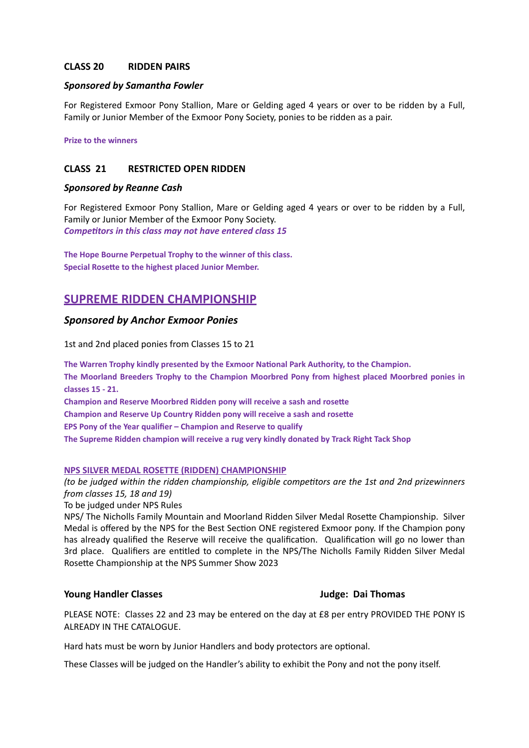### CLASS 20 RIDDEN PAIRS

***Sponsored by Samantha Fowler***

For Registered Exmoor Pony Stallion, Mare or Gelding aged 4 years or over to be ridden by a Full, Family or Junior Member of the Exmoor Pony Society, ponies to be ridden as a pair.

**Prize to the winners**

### CLASS 21 RESTRICTED OPEN RIDDEN

***Sponsored by Reanne Cash***

For Registered Exmoor Pony Stallion, Mare or Gelding aged 4 years or over to be ridden by a Full, Family or Junior Member of the Exmoor Pony Society.
***Competitors in this class may not have entered class 15***

**The Hope Bourne Perpetual Trophy to the winner of this class.**
**Special Rosette to the highest placed Junior Member.**

## SUPREME RIDDEN CHAMPIONSHIP

### *Sponsored by Anchor Exmoor Ponies*

1st and 2nd placed ponies from Classes 15 to 21

**The Warren Trophy kindly presented by the Exmoor National Park Authority, to the Champion.**
**The Moorland Breeders Trophy to the Champion Moorbred Pony from highest placed Moorbred ponies in classes 15 - 21.**
**Champion and Reserve Moorbred Ridden pony will receive a sash and rosette**
**Champion and Reserve Up Country Ridden pony will receive a sash and rosette**
**EPS Pony of the Year qualifier – Champion and Reserve to qualify**
**The Supreme Ridden champion will receive a rug very kindly donated by Track Right Tack Shop**

### NPS SILVER MEDAL ROSETTE (RIDDEN) CHAMPIONSHIP

*(to be judged within the ridden championship, eligible competitors are the 1st and 2nd prizewinners from classes 15, 18 and 19)*
To be judged under NPS Rules
NPS/ The Nicholls Family Mountain and Moorland Ridden Silver Medal Rosette Championship. Silver Medal is offered by the NPS for the Best Section ONE registered Exmoor pony. If the Champion pony has already qualified the Reserve will receive the qualification. Qualification will go no lower than 3rd place. Qualifiers are entitled to complete in the NPS/The Nicholls Family Ridden Silver Medal Rosette Championship at the NPS Summer Show 2023

### Young Handler Classes — Judge: Dai Thomas

PLEASE NOTE: Classes 22 and 23 may be entered on the day at £8 per entry PROVIDED THE PONY IS ALREADY IN THE CATALOGUE.

Hard hats must be worn by Junior Handlers and body protectors are optional.

These Classes will be judged on the Handler's ability to exhibit the Pony and not the pony itself.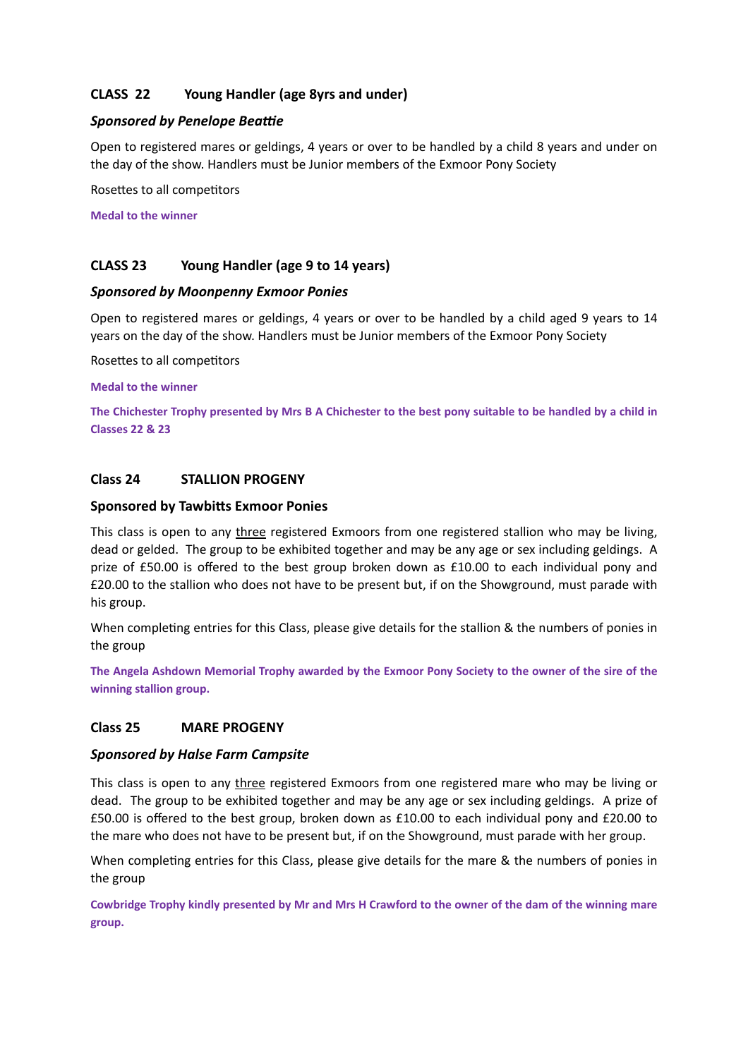### CLASS 22 Young Handler (age 8yrs and under)

***Sponsored by Penelope Beattie***

Open to registered mares or geldings, 4 years or over to be handled by a child 8 years and under on the day of the show. Handlers must be Junior members of the Exmoor Pony Society

Rosettes to all competitors

**Medal to the winner**

### CLASS 23 Young Handler (age 9 to 14 years)

***Sponsored by Moonpenny Exmoor Ponies***

Open to registered mares or geldings, 4 years or over to be handled by a child aged 9 years to 14 years on the day of the show. Handlers must be Junior members of the Exmoor Pony Society

Rosettes to all competitors

**Medal to the winner**

**The Chichester Trophy presented by Mrs B A Chichester to the best pony suitable to be handled by a child in Classes 22 & 23**

### Class 24 STALLION PROGENY

**Sponsored by Tawbitts Exmoor Ponies**

This class is open to any three registered Exmoors from one registered stallion who may be living, dead or gelded. The group to be exhibited together and may be any age or sex including geldings. A prize of £50.00 is offered to the best group broken down as £10.00 to each individual pony and £20.00 to the stallion who does not have to be present but, if on the Showground, must parade with his group.

When completing entries for this Class, please give details for the stallion & the numbers of ponies in the group

**The Angela Ashdown Memorial Trophy awarded by the Exmoor Pony Society to the owner of the sire of the winning stallion group.**

### Class 25 MARE PROGENY

***Sponsored by Halse Farm Campsite***

This class is open to any three registered Exmoors from one registered mare who may be living or dead. The group to be exhibited together and may be any age or sex including geldings. A prize of £50.00 is offered to the best group, broken down as £10.00 to each individual pony and £20.00 to the mare who does not have to be present but, if on the Showground, must parade with her group.

When completing entries for this Class, please give details for the mare & the numbers of ponies in the group

**Cowbridge Trophy kindly presented by Mr and Mrs H Crawford to the owner of the dam of the winning mare group.**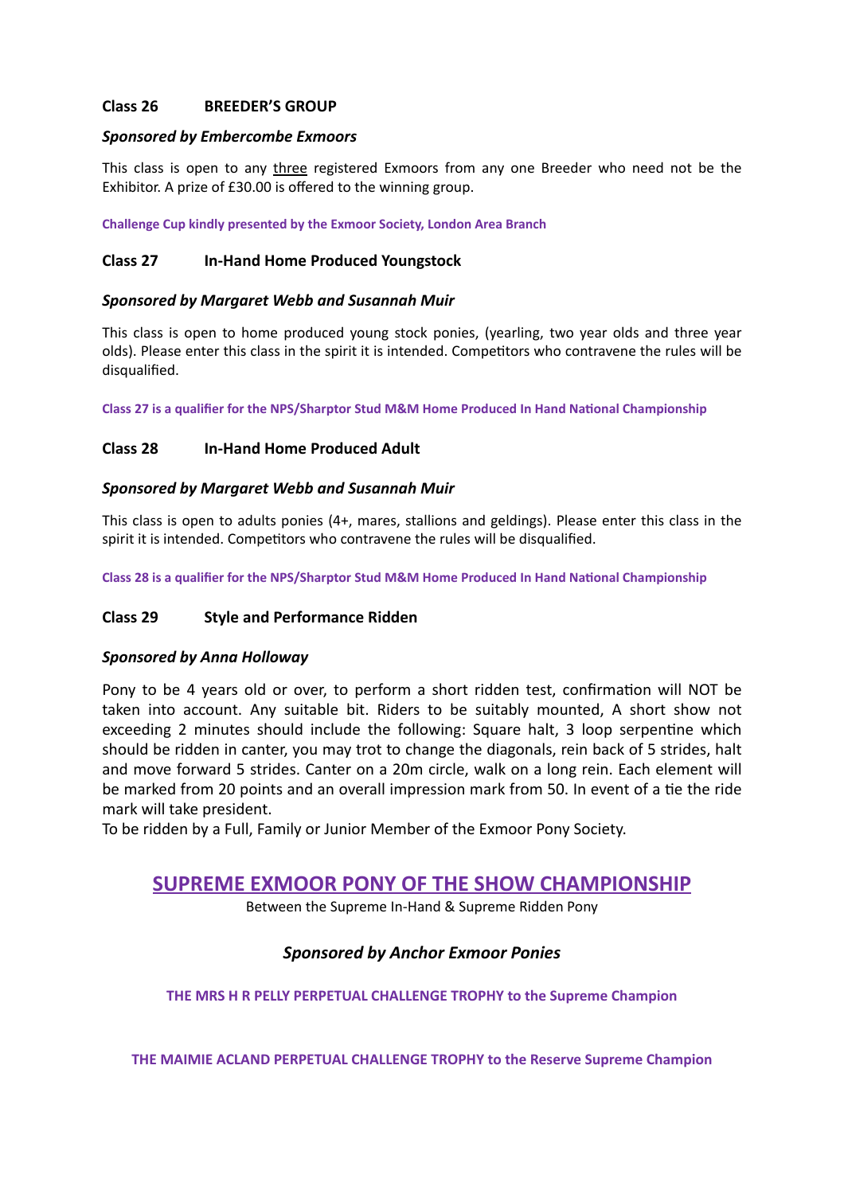**Class 26 BREEDER'S GROUP**

***Sponsored by Embercombe Exmoors***

This class is open to any <u>three</u> registered Exmoors from any one Breeder who need not be the Exhibitor. A prize of £30.00 is offered to the winning group.

**Challenge Cup kindly presented by the Exmoor Society, London Area Branch**

**Class 27 In-Hand Home Produced Youngstock**

***Sponsored by Margaret Webb and Susannah Muir***

This class is open to home produced young stock ponies, (yearling, two year olds and three year olds). Please enter this class in the spirit it is intended. Competitors who contravene the rules will be disqualified.

**Class 27 is a qualifier for the NPS/Sharptor Stud M&M Home Produced In Hand National Championship**

**Class 28 In-Hand Home Produced Adult**

***Sponsored by Margaret Webb and Susannah Muir***

This class is open to adults ponies (4+, mares, stallions and geldings). Please enter this class in the spirit it is intended. Competitors who contravene the rules will be disqualified.

**Class 28 is a qualifier for the NPS/Sharptor Stud M&M Home Produced In Hand National Championship**

**Class 29 Style and Performance Ridden**

***Sponsored by Anna Holloway***

Pony to be 4 years old or over, to perform a short ridden test, confirmation will NOT be taken into account. Any suitable bit. Riders to be suitably mounted, A short show not exceeding 2 minutes should include the following: Square halt, 3 loop serpentine which should be ridden in canter, you may trot to change the diagonals, rein back of 5 strides, halt and move forward 5 strides. Canter on a 20m circle, walk on a long rein. Each element will be marked from 20 points and an overall impression mark from 50. In event of a tie the ride mark will take president.
To be ridden by a Full, Family or Junior Member of the Exmoor Pony Society.

## <u>SUPREME EXMOOR PONY OF THE SHOW CHAMPIONSHIP</u>

Between the Supreme In-Hand & Supreme Ridden Pony

***Sponsored by Anchor Exmoor Ponies***

**THE MRS H R PELLY PERPETUAL CHALLENGE TROPHY to the Supreme Champion**

**THE MAIMIE ACLAND PERPETUAL CHALLENGE TROPHY to the Reserve Supreme Champion**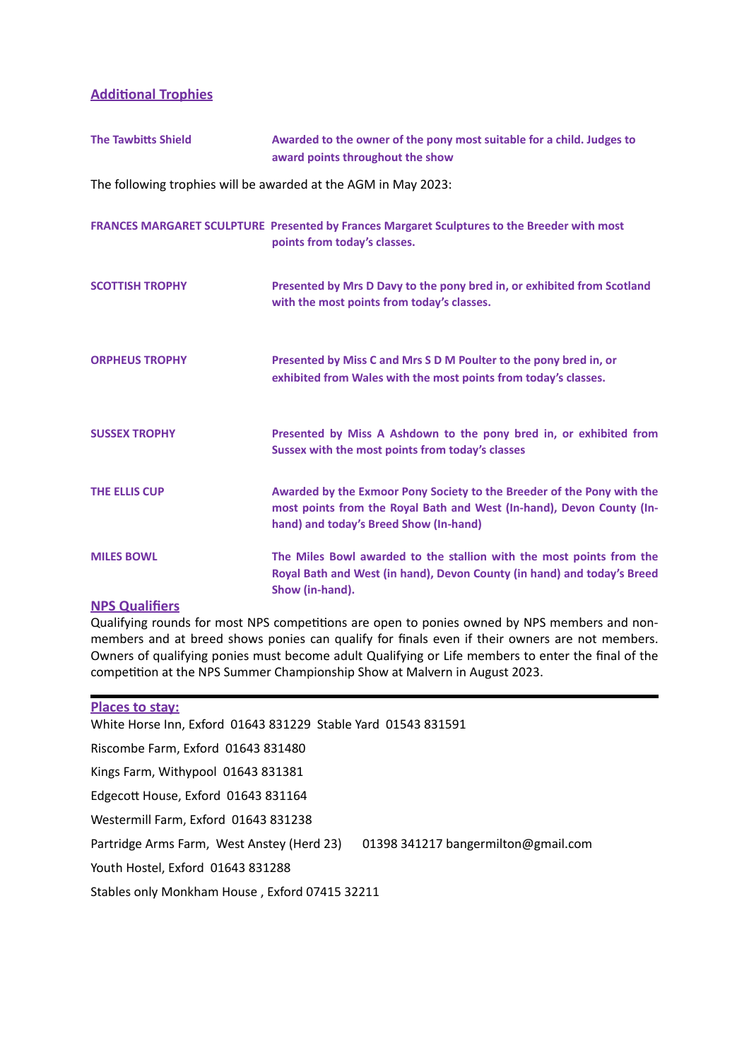## Additional Trophies

**The Tawbitts Shield** — **Awarded to the owner of the pony most suitable for a child. Judges to award points throughout the show**

The following trophies will be awarded at the AGM in May 2023:

**FRANCES MARGARET SCULPTURE** — **Presented by Frances Margaret Sculptures to the Breeder with most points from today's classes.**

**SCOTTISH TROPHY** — **Presented by Mrs D Davy to the pony bred in, or exhibited from Scotland with the most points from today's classes.**

**ORPHEUS TROPHY** — **Presented by Miss C and Mrs S D M Poulter to the pony bred in, or exhibited from Wales with the most points from today's classes.**

**SUSSEX TROPHY** — **Presented by Miss A Ashdown to the pony bred in, or exhibited from Sussex with the most points from today's classes**

**THE ELLIS CUP** — **Awarded by the Exmoor Pony Society to the Breeder of the Pony with the most points from the Royal Bath and West (In-hand), Devon County (In-hand) and today's Breed Show (In-hand)**

**MILES BOWL** — **The Miles Bowl awarded to the stallion with the most points from the Royal Bath and West (in hand), Devon County (in hand) and today's Breed Show (in-hand).**

## NPS Qualifiers

Qualifying rounds for most NPS competitions are open to ponies owned by NPS members and non-members and at breed shows ponies can qualify for finals even if their owners are not members. Owners of qualifying ponies must become adult Qualifying or Life members to enter the final of the competition at the NPS Summer Championship Show at Malvern in August 2023.

---

## Places to stay:

White Horse Inn, Exford 01643 831229 Stable Yard 01543 831591

Riscombe Farm, Exford 01643 831480

Kings Farm, Withypool 01643 831381

Edgecott House, Exford 01643 831164

Westermill Farm, Exford 01643 831238

Partridge Arms Farm, West Anstey (Herd 23) 01398 341217 bangermilton@gmail.com

Youth Hostel, Exford 01643 831288

Stables only Monkham House , Exford 07415 32211